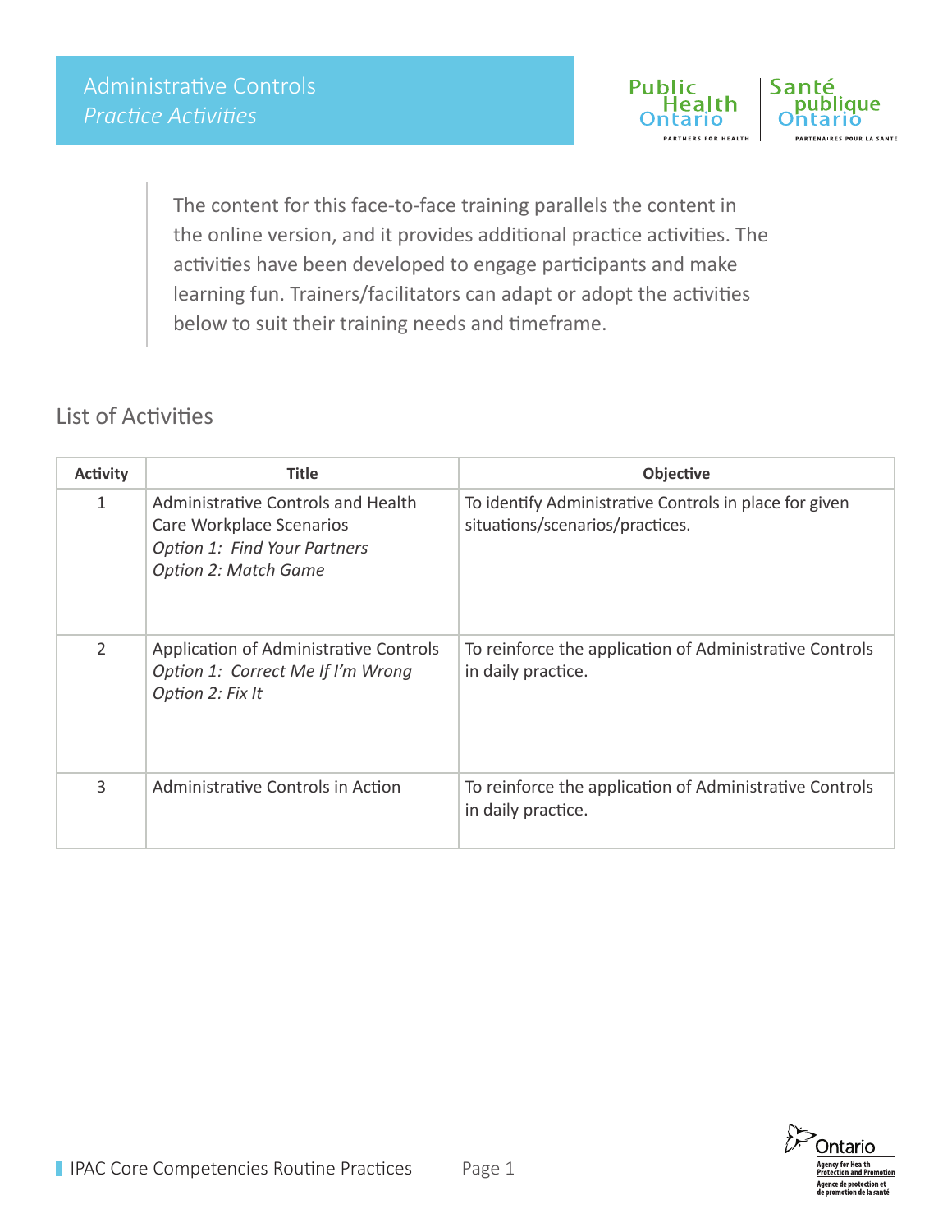# Administrative Controls

*Practice Activities*

> The content for this face-to-face training parallels the content in the online version, and it provides additional practice activities. The activities have been developed to engage participants and make learning fun. Trainers/facilitators can adapt or adopt the activities below to suit their training needs and timeframe.

## List of Activities

| Activity | Title | Objective |
|---|---|---|
| 1 | Administrative Controls and Health Care Workplace Scenarios<br>*Option 1: Find Your Partners*<br>*Option 2: Match Game* | To identify Administrative Controls in place for given situations/scenarios/practices. |
| 2 | Application of Administrative Controls<br>*Option 1: Correct Me If I'm Wrong*<br>*Option 2: Fix It* | To reinforce the application of Administrative Controls in daily practice. |
| 3 | Administrative Controls in Action | To reinforce the application of Administrative Controls in daily practice. |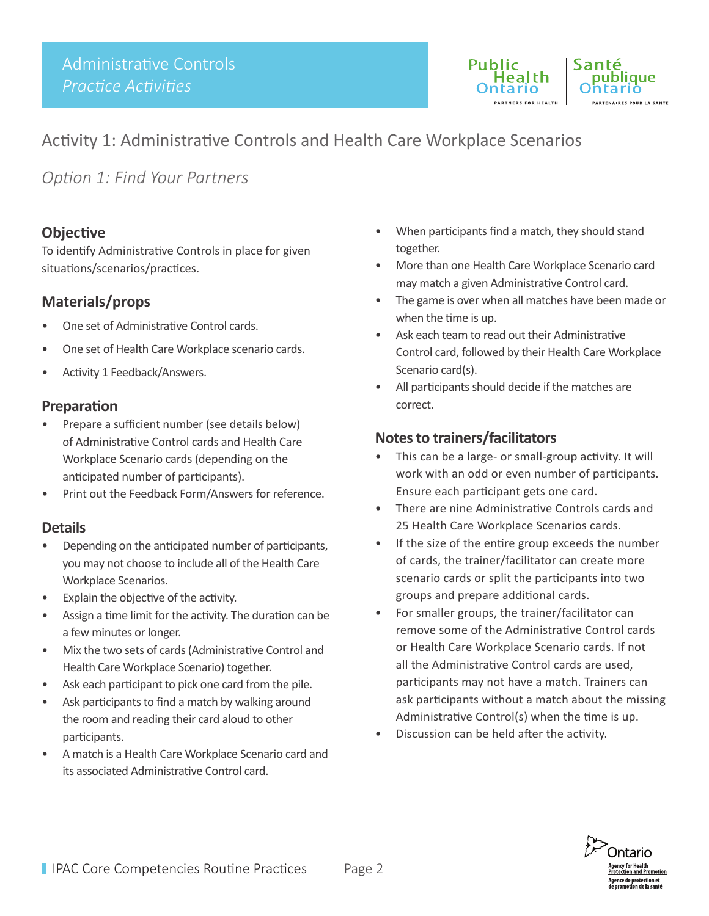# Administrative Controls

*Practice Activities*

## Activity 1: Administrative Controls and Health Care Workplace Scenarios

### *Option 1: Find Your Partners*

#### Objective

To identify Administrative Controls in place for given situations/scenarios/practices.

#### Materials/props

- One set of Administrative Control cards.
- One set of Health Care Workplace scenario cards.
- Activity 1 Feedback/Answers.

#### Preparation

- Prepare a sufficient number (see details below) of Administrative Control cards and Health Care Workplace Scenario cards (depending on the anticipated number of participants).
- Print out the Feedback Form/Answers for reference.

#### Details

- Depending on the anticipated number of participants, you may not choose to include all of the Health Care Workplace Scenarios.
- Explain the objective of the activity.
- Assign a time limit for the activity. The duration can be a few minutes or longer.
- Mix the two sets of cards (Administrative Control and Health Care Workplace Scenario) together.
- Ask each participant to pick one card from the pile.
- Ask participants to find a match by walking around the room and reading their card aloud to other participants.
- A match is a Health Care Workplace Scenario card and its associated Administrative Control card.
- When participants find a match, they should stand together.
- More than one Health Care Workplace Scenario card may match a given Administrative Control card.
- The game is over when all matches have been made or when the time is up.
- Ask each team to read out their Administrative Control card, followed by their Health Care Workplace Scenario card(s).
- All participants should decide if the matches are correct.

#### Notes to trainers/facilitators

- This can be a large- or small-group activity. It will work with an odd or even number of participants. Ensure each participant gets one card.
- There are nine Administrative Controls cards and 25 Health Care Workplace Scenarios cards.
- If the size of the entire group exceeds the number of cards, the trainer/facilitator can create more scenario cards or split the participants into two groups and prepare additional cards.
- For smaller groups, the trainer/facilitator can remove some of the Administrative Control cards or Health Care Workplace Scenario cards. If not all the Administrative Control cards are used, participants may not have a match. Trainers can ask participants without a match about the missing Administrative Control(s) when the time is up.
- Discussion can be held after the activity.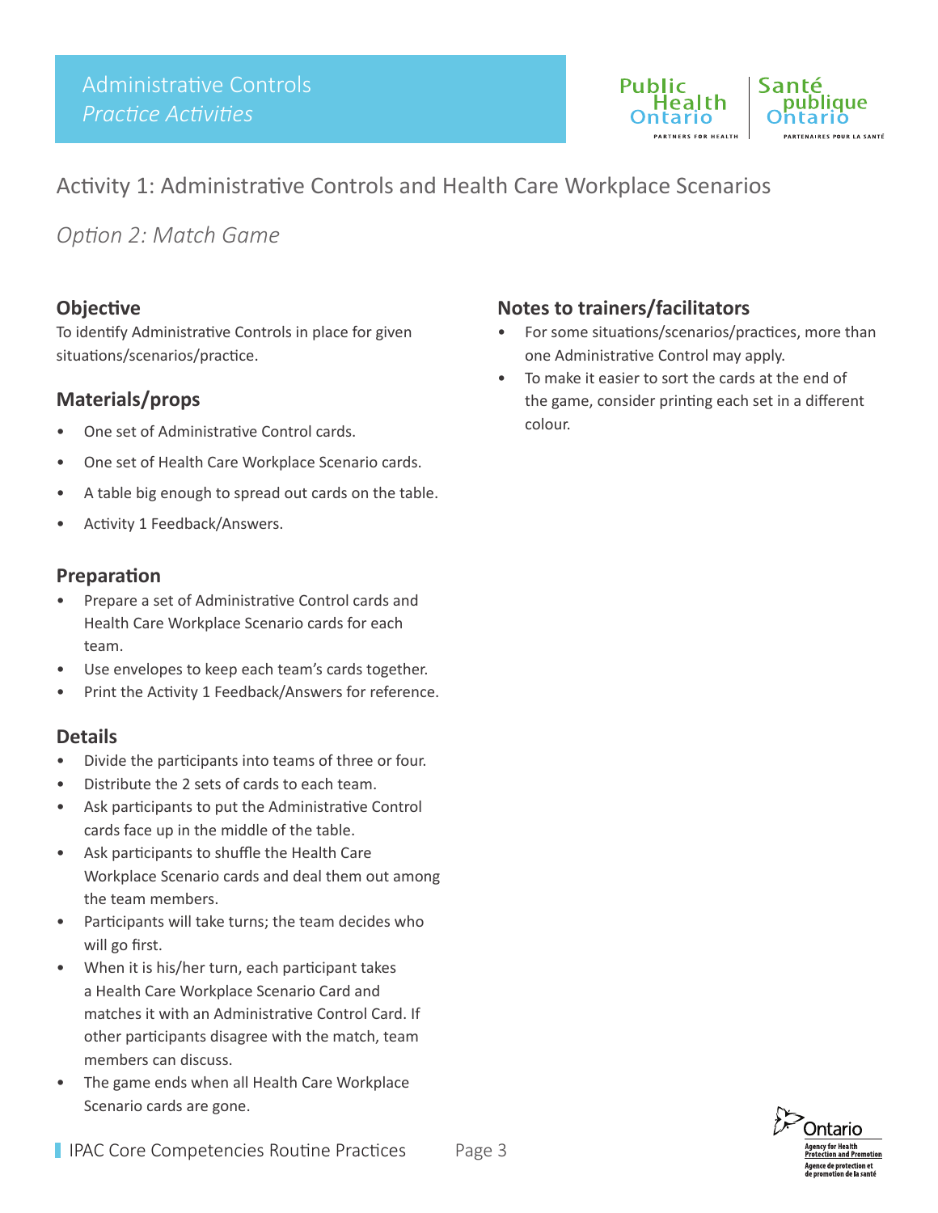# Administrative Controls
*Practice Activities*

## Activity 1: Administrative Controls and Health Care Workplace Scenarios

*Option 2: Match Game*

### Objective

To identify Administrative Controls in place for given situations/scenarios/practice.

### Materials/props

- One set of Administrative Control cards.
- One set of Health Care Workplace Scenario cards.
- A table big enough to spread out cards on the table.
- Activity 1 Feedback/Answers.

### Preparation

- Prepare a set of Administrative Control cards and Health Care Workplace Scenario cards for each team.
- Use envelopes to keep each team's cards together.
- Print the Activity 1 Feedback/Answers for reference.

### Details

- Divide the participants into teams of three or four.
- Distribute the 2 sets of cards to each team.
- Ask participants to put the Administrative Control cards face up in the middle of the table.
- Ask participants to shuffle the Health Care Workplace Scenario cards and deal them out among the team members.
- Participants will take turns; the team decides who will go first.
- When it is his/her turn, each participant takes a Health Care Workplace Scenario Card and matches it with an Administrative Control Card. If other participants disagree with the match, team members can discuss.
- The game ends when all Health Care Workplace Scenario cards are gone.

### Notes to trainers/facilitators

- For some situations/scenarios/practices, more than one Administrative Control may apply.
- To make it easier to sort the cards at the end of the game, consider printing each set in a different colour.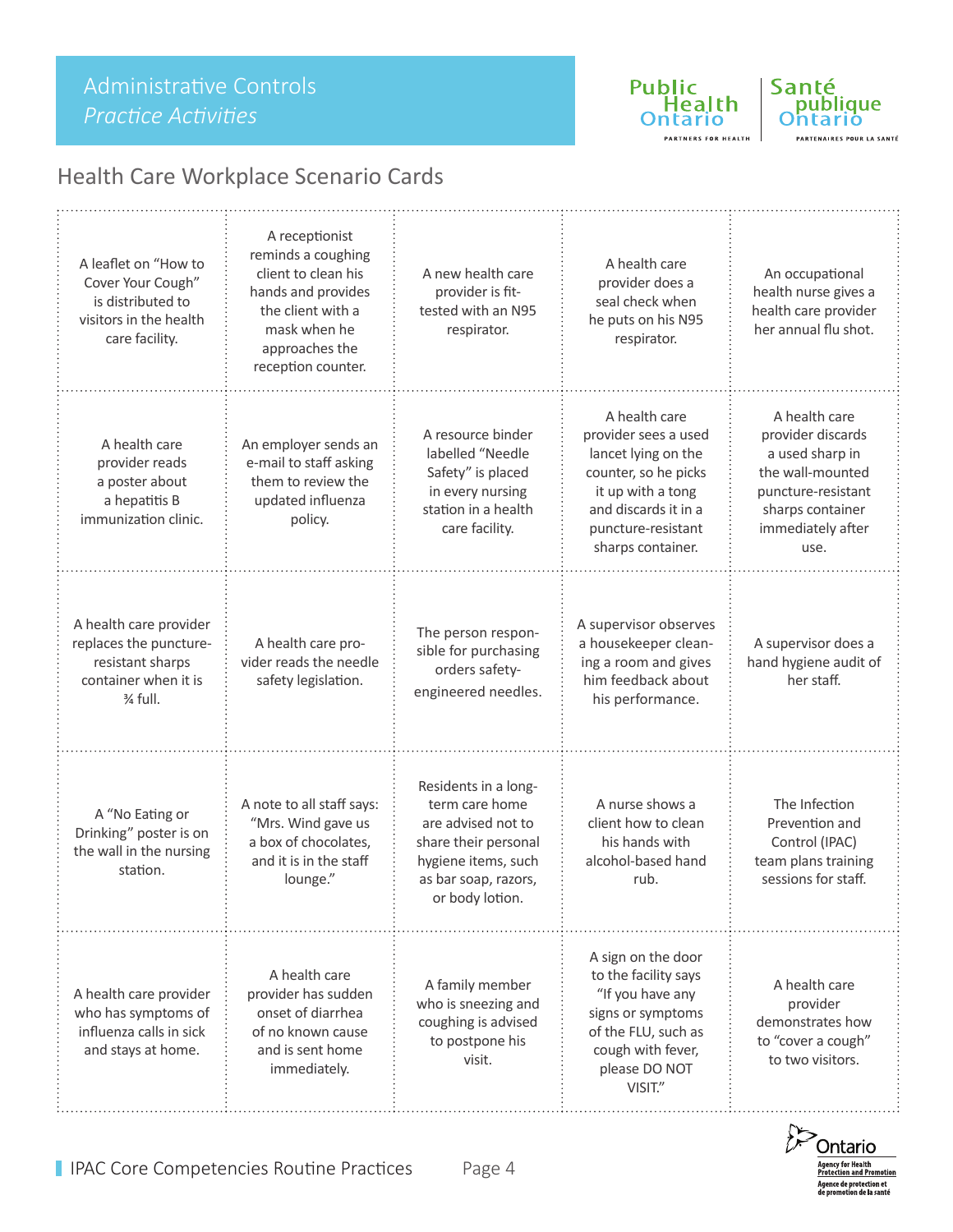# Administrative Controls

*Practice Activities*

## Health Care Workplace Scenario Cards

| | | | | |
|---|---|---|---|---|
| A leaflet on "How to Cover Your Cough" is distributed to visitors in the health care facility. | A receptionist reminds a coughing client to clean his hands and provides the client with a mask when he approaches the reception counter. | A new health care provider is fit-tested with an N95 respirator. | A health care provider does a seal check when he puts on his N95 respirator. | An occupational health nurse gives a health care provider her annual flu shot. |
| A health care provider reads a poster about a hepatitis B immunization clinic. | An employer sends an e-mail to staff asking them to review the updated influenza policy. | A resource binder labelled "Needle Safety" is placed in every nursing station in a health care facility. | A health care provider sees a used lancet lying on the counter, so he picks it up with a tong and discards it in a puncture-resistant sharps container. | A health care provider discards a used sharp in the wall-mounted puncture-resistant sharps container immediately after use. |
| A health care provider replaces the puncture-resistant sharps container when it is ¾ full. | A health care provider reads the needle safety legislation. | The person responsible for purchasing orders safety-engineered needles. | A supervisor observes a housekeeper cleaning a room and gives him feedback about his performance. | A supervisor does a hand hygiene audit of her staff. |
| A "No Eating or Drinking" poster is on the wall in the nursing station. | A note to all staff says: "Mrs. Wind gave us a box of chocolates, and it is in the staff lounge." | Residents in a long-term care home are advised not to share their personal hygiene items, such as bar soap, razors, or body lotion. | A nurse shows a client how to clean his hands with alcohol-based hand rub. | The Infection Prevention and Control (IPAC) team plans training sessions for staff. |
| A health care provider who has symptoms of influenza calls in sick and stays at home. | A health care provider has sudden onset of diarrhea of no known cause and is sent home immediately. | A family member who is sneezing and coughing is advised to postpone his visit. | A sign on the door to the facility says "If you have any signs or symptoms of the FLU, such as cough with fever, please DO NOT VISIT." | A health care provider demonstrates how to "cover a cough" to two visitors. |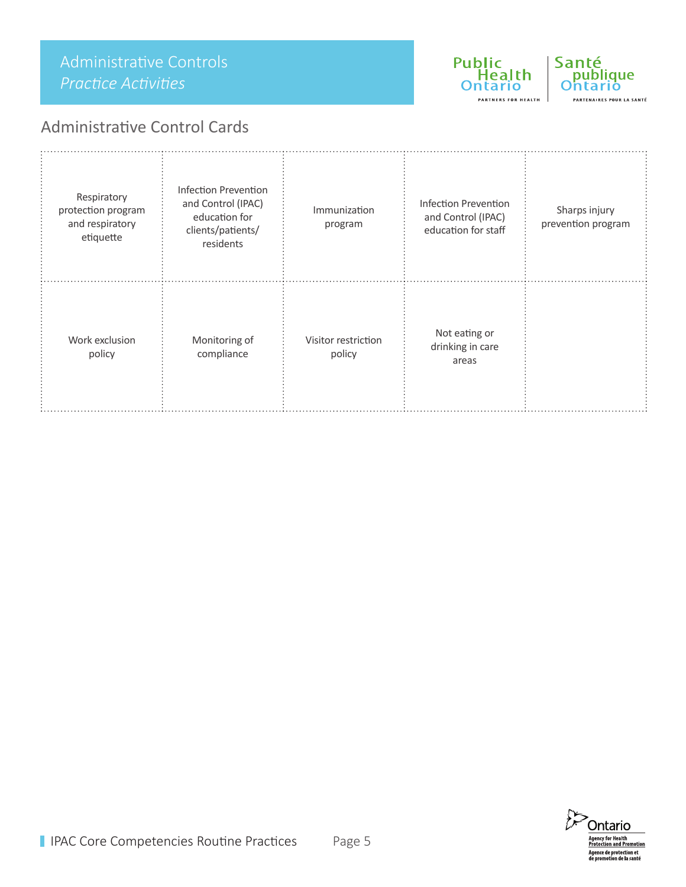# Administrative Controls

*Practice Activities*

## Administrative Control Cards

| | | | | |
|---|---|---|---|---|
| Respiratory protection program and respiratory etiquette | Infection Prevention and Control (IPAC) education for clients/patients/ residents | Immunization program | Infection Prevention and Control (IPAC) education for staff | Sharps injury prevention program |
| Work exclusion policy | Monitoring of compliance | Visitor restriction policy | Not eating or drinking in care areas | |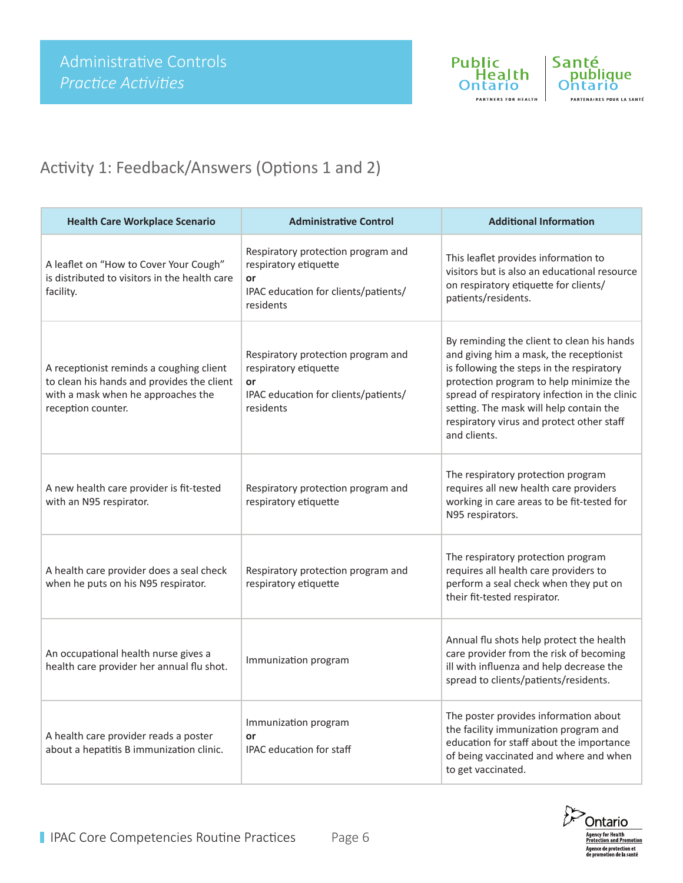Administrative Controls
*Practice Activities*

## Activity 1: Feedback/Answers (Options 1 and 2)

| Health Care Workplace Scenario | Administrative Control | Additional Information |
|---|---|---|
| A leaflet on "How to Cover Your Cough" is distributed to visitors in the health care facility. | Respiratory protection program and respiratory etiquette **or** IPAC education for clients/patients/ residents | This leaflet provides information to visitors but is also an educational resource on respiratory etiquette for clients/ patients/residents. |
| A receptionist reminds a coughing client to clean his hands and provides the client with a mask when he approaches the reception counter. | Respiratory protection program and respiratory etiquette **or** IPAC education for clients/patients/ residents | By reminding the client to clean his hands and giving him a mask, the receptionist is following the steps in the respiratory protection program to help minimize the spread of respiratory infection in the clinic setting. The mask will help contain the respiratory virus and protect other staff and clients. |
| A new health care provider is fit-tested with an N95 respirator. | Respiratory protection program and respiratory etiquette | The respiratory protection program requires all new health care providers working in care areas to be fit-tested for N95 respirators. |
| A health care provider does a seal check when he puts on his N95 respirator. | Respiratory protection program and respiratory etiquette | The respiratory protection program requires all health care providers to perform a seal check when they put on their fit-tested respirator. |
| An occupational health nurse gives a health care provider her annual flu shot. | Immunization program | Annual flu shots help protect the health care provider from the risk of becoming ill with influenza and help decrease the spread to clients/patients/residents. |
| A health care provider reads a poster about a hepatitis B immunization clinic. | Immunization program **or** IPAC education for staff | The poster provides information about the facility immunization program and education for staff about the importance of being vaccinated and where and when to get vaccinated. |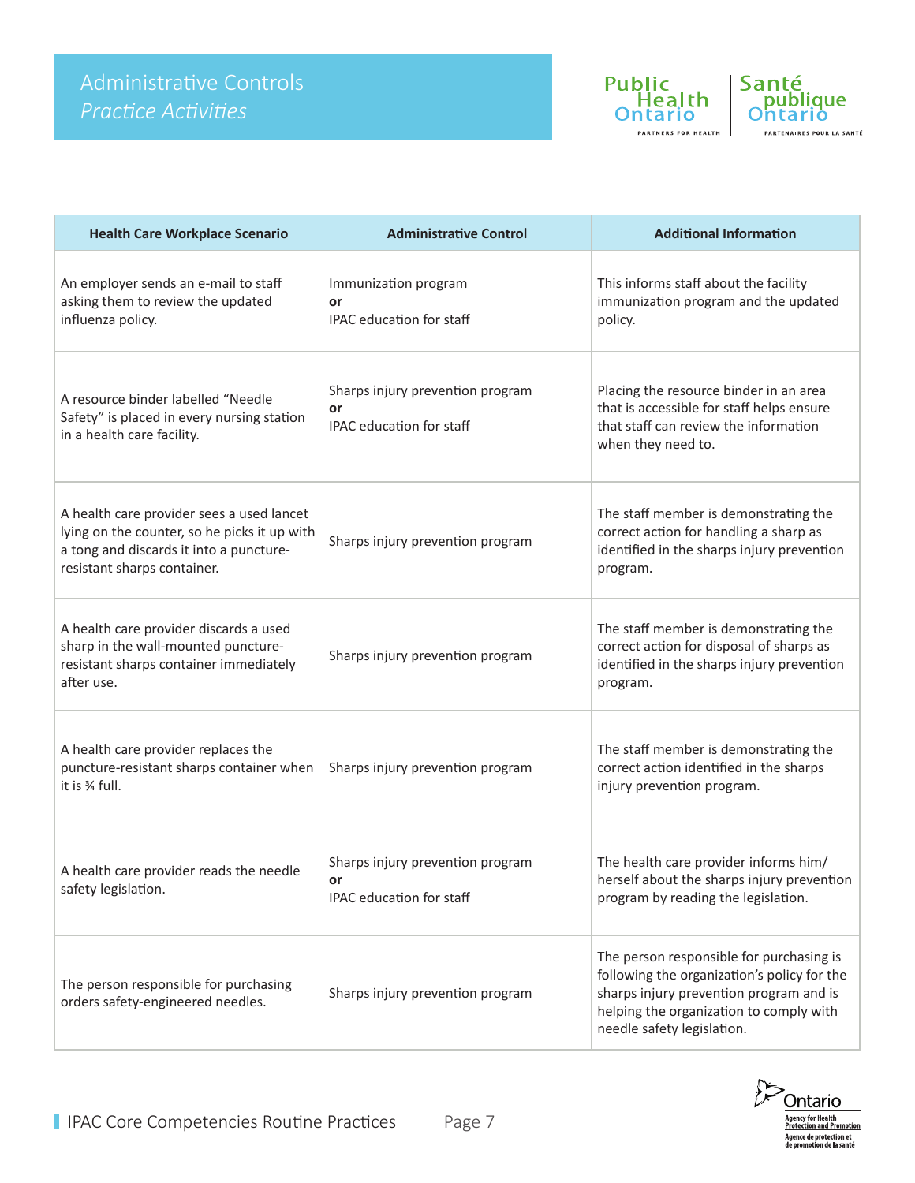# Administrative Controls

## *Practice Activities*

| Health Care Workplace Scenario | Administrative Control | Additional Information |
|---|---|---|
| An employer sends an e-mail to staff asking them to review the updated influenza policy. | Immunization program<br>**or**<br>IPAC education for staff | This informs staff about the facility immunization program and the updated policy. |
| A resource binder labelled “Needle Safety” is placed in every nursing station in a health care facility. | Sharps injury prevention program<br>**or**<br>IPAC education for staff | Placing the resource binder in an area that is accessible for staff helps ensure that staff can review the information when they need to. |
| A health care provider sees a used lancet lying on the counter, so he picks it up with a tong and discards it into a puncture-resistant sharps container. | Sharps injury prevention program | The staff member is demonstrating the correct action for handling a sharp as identified in the sharps injury prevention program. |
| A health care provider discards a used sharp in the wall-mounted puncture-resistant sharps container immediately after use. | Sharps injury prevention program | The staff member is demonstrating the correct action for disposal of sharps as identified in the sharps injury prevention program. |
| A health care provider replaces the puncture-resistant sharps container when it is ¾ full. | Sharps injury prevention program | The staff member is demonstrating the correct action identified in the sharps injury prevention program. |
| A health care provider reads the needle safety legislation. | Sharps injury prevention program<br>**or**<br>IPAC education for staff | The health care provider informs him/herself about the sharps injury prevention program by reading the legislation. |
| The person responsible for purchasing orders safety-engineered needles. | Sharps injury prevention program | The person responsible for purchasing is following the organization’s policy for the sharps injury prevention program and is helping the organization to comply with needle safety legislation. |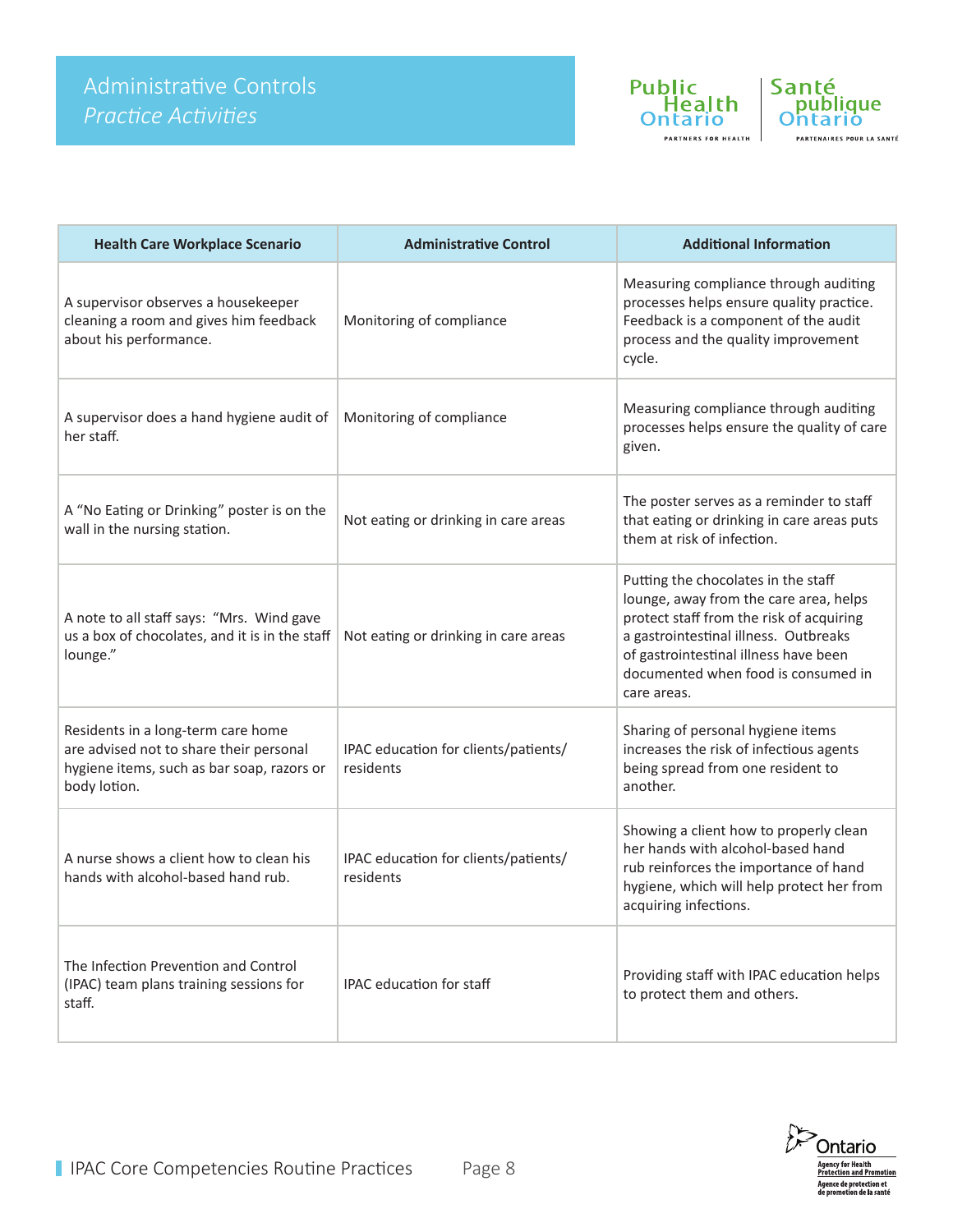# Administrative Controls
*Practice Activities*

| Health Care Workplace Scenario | Administrative Control | Additional Information |
|---|---|---|
| A supervisor observes a housekeeper cleaning a room and gives him feedback about his performance. | Monitoring of compliance | Measuring compliance through auditing processes helps ensure quality practice. Feedback is a component of the audit process and the quality improvement cycle. |
| A supervisor does a hand hygiene audit of her staff. | Monitoring of compliance | Measuring compliance through auditing processes helps ensure the quality of care given. |
| A "No Eating or Drinking" poster is on the wall in the nursing station. | Not eating or drinking in care areas | The poster serves as a reminder to staff that eating or drinking in care areas puts them at risk of infection. |
| A note to all staff says: "Mrs. Wind gave us a box of chocolates, and it is in the staff lounge." | Not eating or drinking in care areas | Putting the chocolates in the staff lounge, away from the care area, helps protect staff from the risk of acquiring a gastrointestinal illness. Outbreaks of gastrointestinal illness have been documented when food is consumed in care areas. |
| Residents in a long-term care home are advised not to share their personal hygiene items, such as bar soap, razors or body lotion. | IPAC education for clients/patients/residents | Sharing of personal hygiene items increases the risk of infectious agents being spread from one resident to another. |
| A nurse shows a client how to clean his hands with alcohol-based hand rub. | IPAC education for clients/patients/residents | Showing a client how to properly clean her hands with alcohol-based hand rub reinforces the importance of hand hygiene, which will help protect her from acquiring infections. |
| The Infection Prevention and Control (IPAC) team plans training sessions for staff. | IPAC education for staff | Providing staff with IPAC education helps to protect them and others. |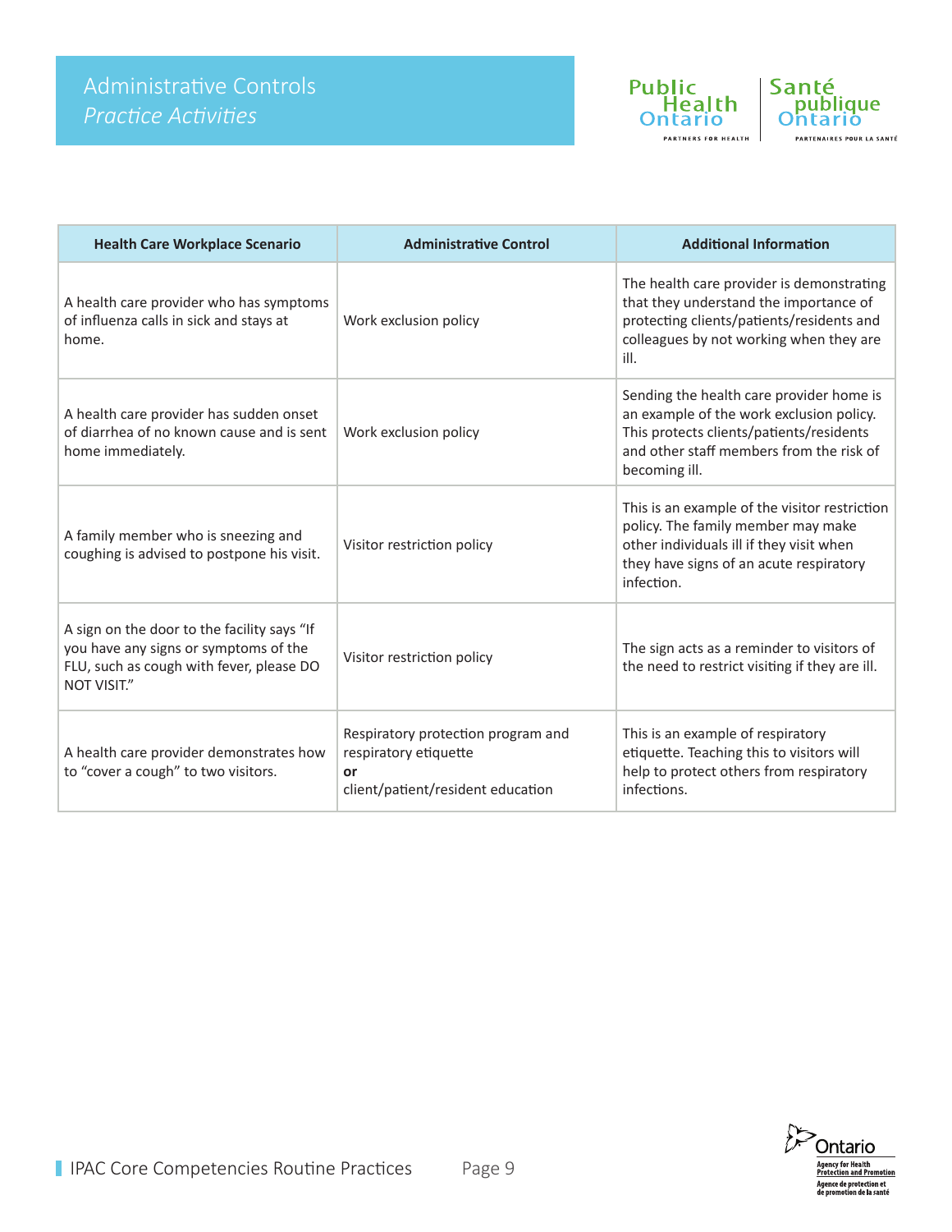# Administrative Controls
## *Practice Activities*

| Health Care Workplace Scenario | Administrative Control | Additional Information |
|---|---|---|
| A health care provider who has symptoms of influenza calls in sick and stays at home. | Work exclusion policy | The health care provider is demonstrating that they understand the importance of protecting clients/patients/residents and colleagues by not working when they are ill. |
| A health care provider has sudden onset of diarrhea of no known cause and is sent home immediately. | Work exclusion policy | Sending the health care provider home is an example of the work exclusion policy. This protects clients/patients/residents and other staff members from the risk of becoming ill. |
| A family member who is sneezing and coughing is advised to postpone his visit. | Visitor restriction policy | This is an example of the visitor restriction policy. The family member may make other individuals ill if they visit when they have signs of an acute respiratory infection. |
| A sign on the door to the facility says "If you have any signs or symptoms of the FLU, such as cough with fever, please DO NOT VISIT." | Visitor restriction policy | The sign acts as a reminder to visitors of the need to restrict visiting if they are ill. |
| A health care provider demonstrates how to "cover a cough" to two visitors. | Respiratory protection program and respiratory etiquette **or** client/patient/resident education | This is an example of respiratory etiquette. Teaching this to visitors will help to protect others from respiratory infections. |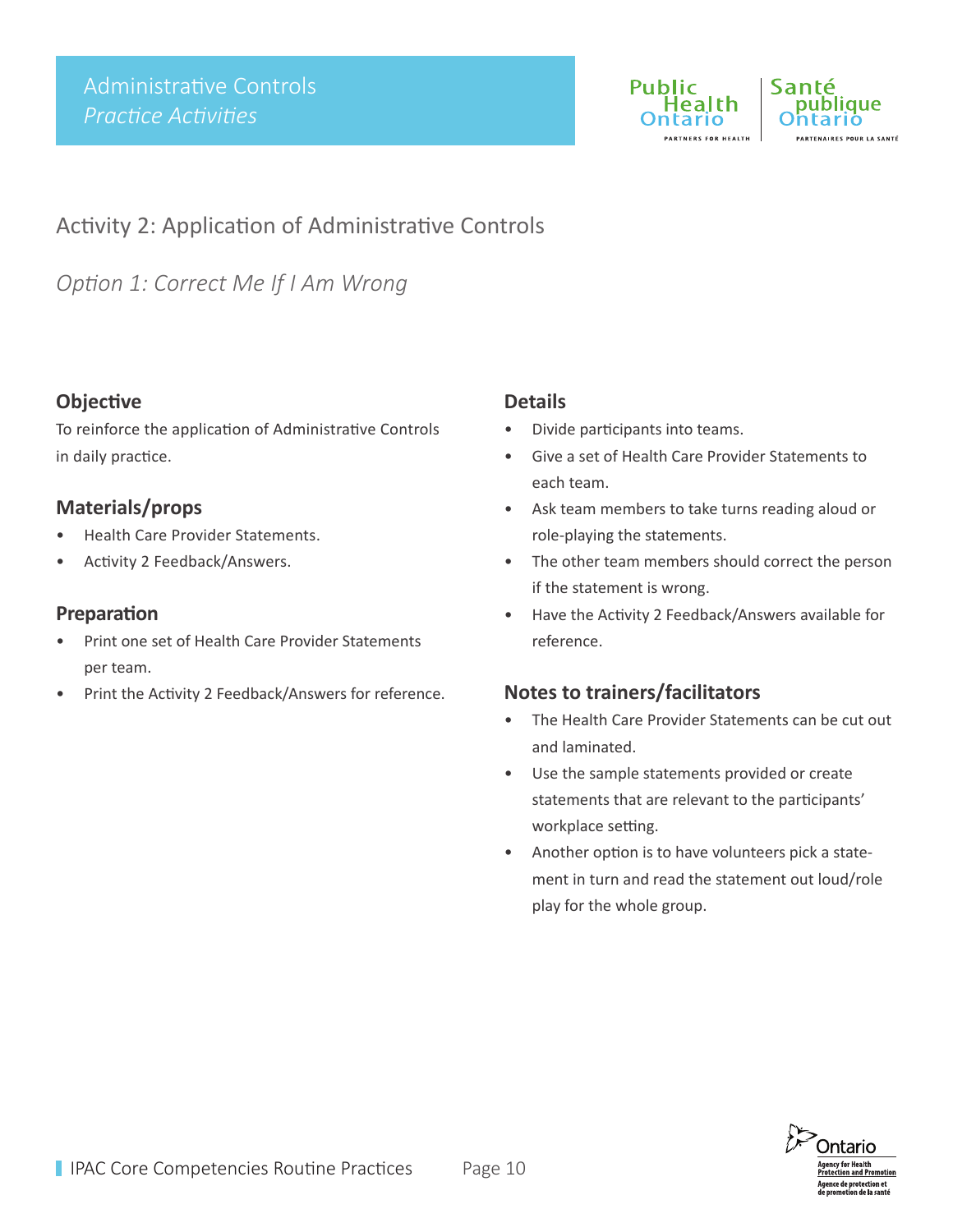# Administrative Controls

*Practice Activities*

## Activity 2: Application of Administrative Controls

### *Option 1: Correct Me If I Am Wrong*

**Objective**

To reinforce the application of Administrative Controls in daily practice.

**Materials/props**

- Health Care Provider Statements.
- Activity 2 Feedback/Answers.

**Preparation**

- Print one set of Health Care Provider Statements per team.
- Print the Activity 2 Feedback/Answers for reference.

**Details**

- Divide participants into teams.
- Give a set of Health Care Provider Statements to each team.
- Ask team members to take turns reading aloud or role-playing the statements.
- The other team members should correct the person if the statement is wrong.
- Have the Activity 2 Feedback/Answers available for reference.

**Notes to trainers/facilitators**

- The Health Care Provider Statements can be cut out and laminated.
- Use the sample statements provided or create statements that are relevant to the participants' workplace setting.
- Another option is to have volunteers pick a statement in turn and read the statement out loud/role play for the whole group.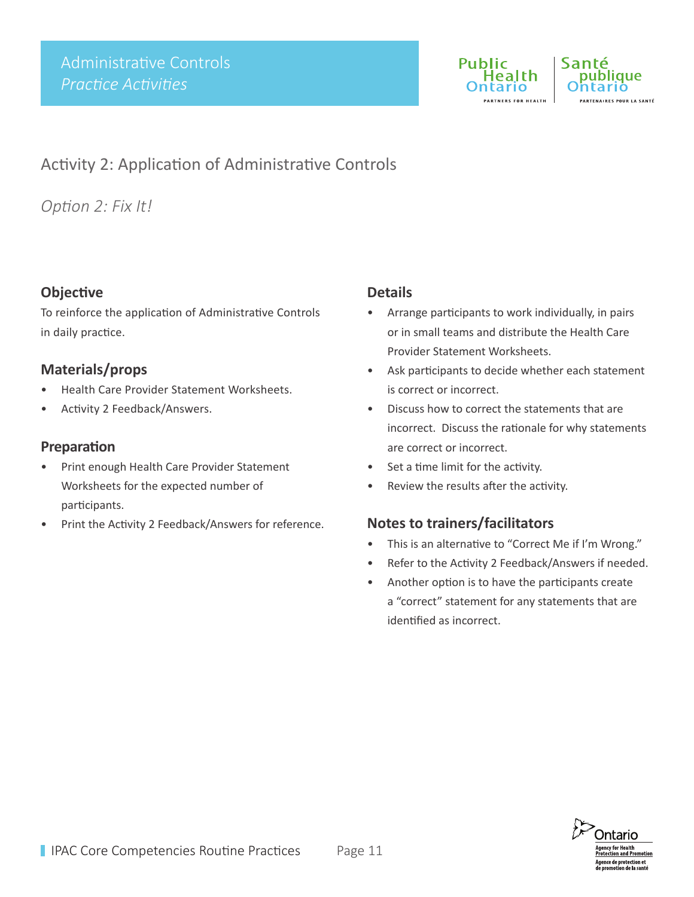Administrative Controls
*Practice Activities*

## Activity 2: Application of Administrative Controls

*Option 2: Fix It!*

### Objective

To reinforce the application of Administrative Controls in daily practice.

### Materials/props

- Health Care Provider Statement Worksheets.
- Activity 2 Feedback/Answers.

### Preparation

- Print enough Health Care Provider Statement Worksheets for the expected number of participants.
- Print the Activity 2 Feedback/Answers for reference.

### Details

- Arrange participants to work individually, in pairs or in small teams and distribute the Health Care Provider Statement Worksheets.
- Ask participants to decide whether each statement is correct or incorrect.
- Discuss how to correct the statements that are incorrect. Discuss the rationale for why statements are correct or incorrect.
- Set a time limit for the activity.
- Review the results after the activity.

### Notes to trainers/facilitators

- This is an alternative to "Correct Me if I'm Wrong."
- Refer to the Activity 2 Feedback/Answers if needed.
- Another option is to have the participants create a "correct" statement for any statements that are identified as incorrect.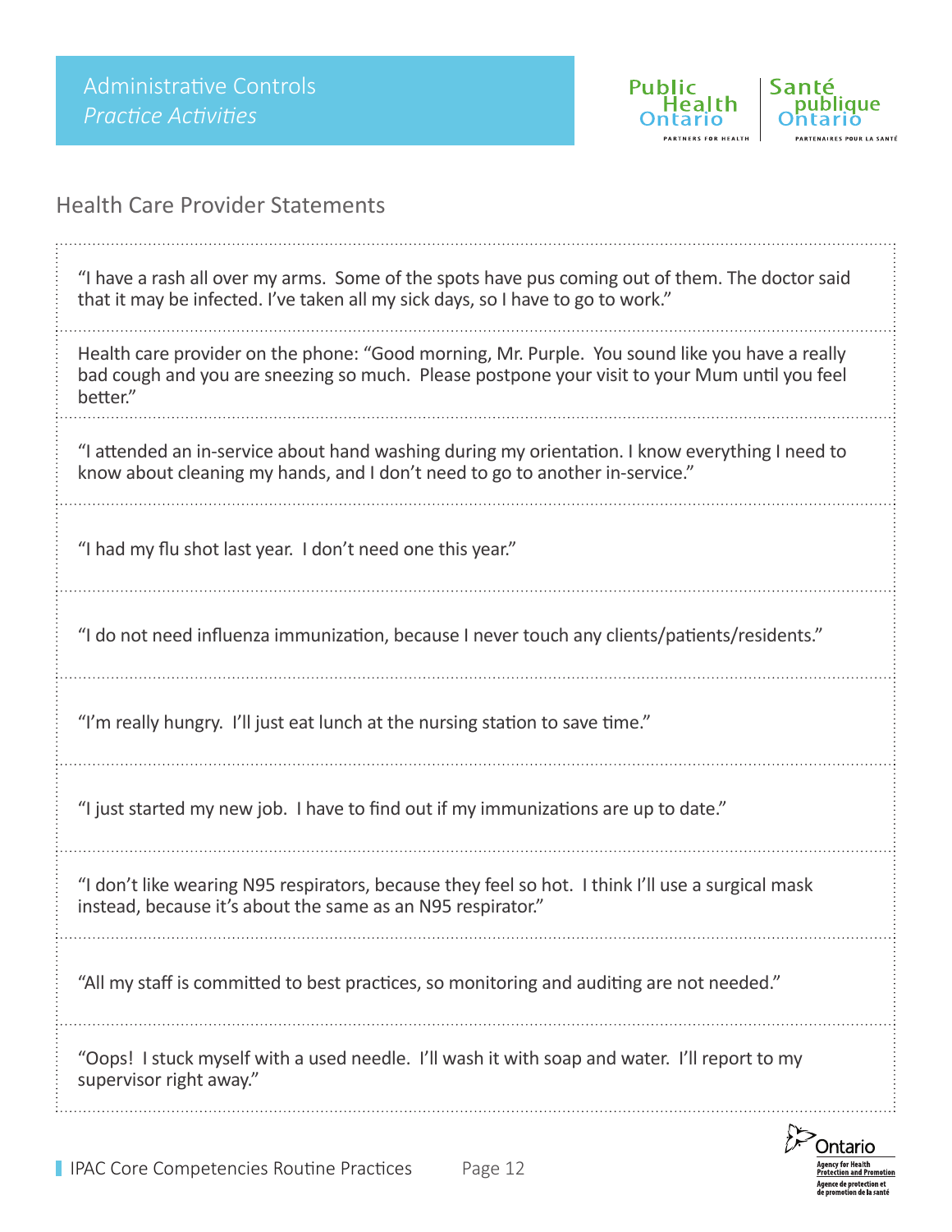## Health Care Provider Statements

“I have a rash all over my arms. Some of the spots have pus coming out of them. The doctor said that it may be infected. I’ve taken all my sick days, so I have to go to work.”

Health care provider on the phone: “Good morning, Mr. Purple. You sound like you have a really bad cough and you are sneezing so much. Please postpone your visit to your Mum until you feel better.”

“I attended an in-service about hand washing during my orientation. I know everything I need to know about cleaning my hands, and I don’t need to go to another in-service.”

“I had my flu shot last year. I don’t need one this year.”

“I do not need influenza immunization, because I never touch any clients/patients/residents.”

“I’m really hungry. I’ll just eat lunch at the nursing station to save time.”

“I just started my new job. I have to find out if my immunizations are up to date.”

“I don’t like wearing N95 respirators, because they feel so hot. I think I’ll use a surgical mask instead, because it’s about the same as an N95 respirator.”

“All my staff is committed to best practices, so monitoring and auditing are not needed.”

“Oops! I stuck myself with a used needle. I’ll wash it with soap and water. I’ll report to my supervisor right away.”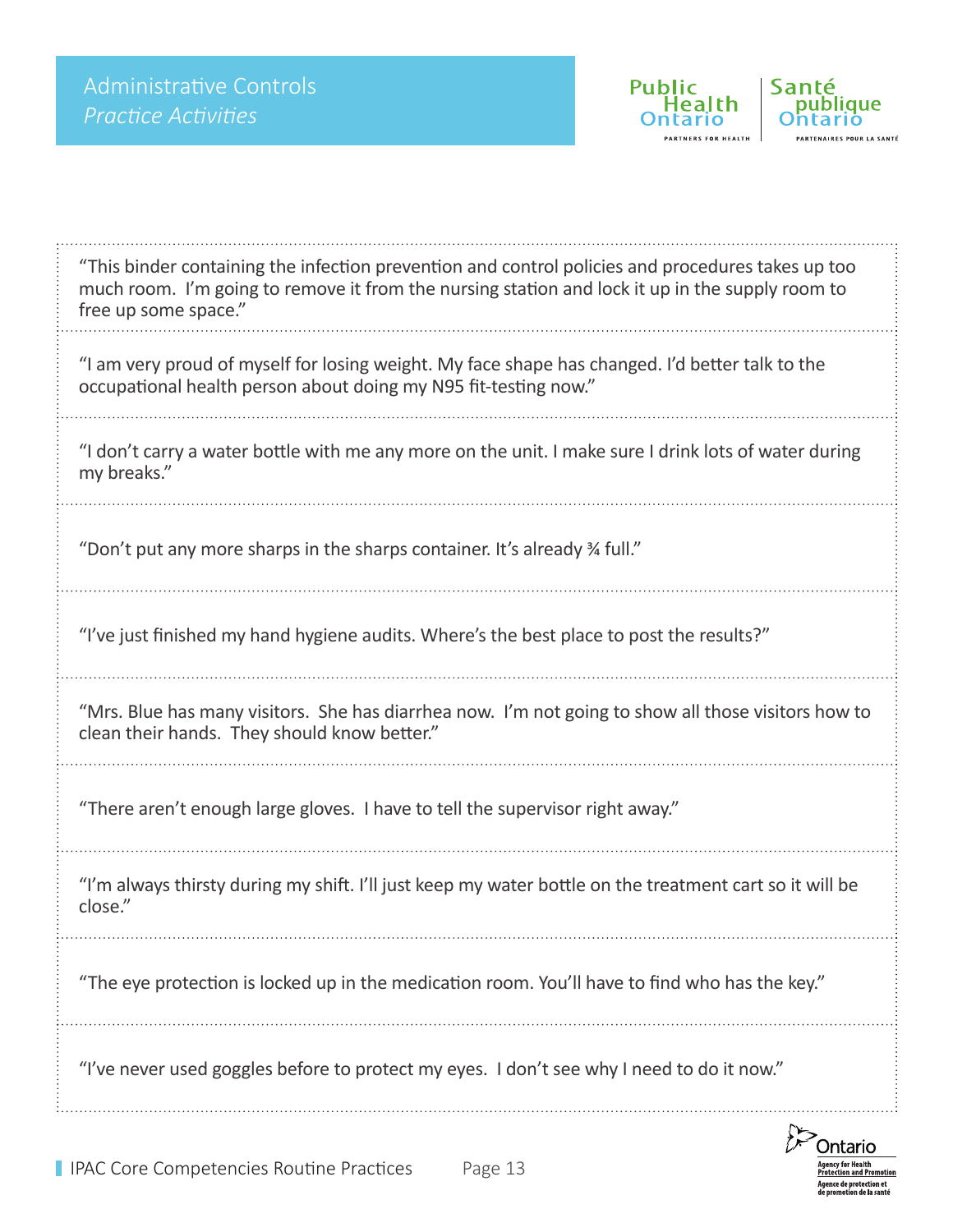## Administrative Controls

*Practice Activities*

| |
|---|
| "This binder containing the infection prevention and control policies and procedures takes up too much room. I'm going to remove it from the nursing station and lock it up in the supply room to free up some space." |
| "I am very proud of myself for losing weight. My face shape has changed. I'd better talk to the occupational health person about doing my N95 fit-testing now." |
| "I don't carry a water bottle with me any more on the unit. I make sure I drink lots of water during my breaks." |
| "Don't put any more sharps in the sharps container. It's already ¾ full." |
| "I've just finished my hand hygiene audits. Where's the best place to post the results?" |
| "Mrs. Blue has many visitors. She has diarrhea now. I'm not going to show all those visitors how to clean their hands. They should know better." |
| "There aren't enough large gloves. I have to tell the supervisor right away." |
| "I'm always thirsty during my shift. I'll just keep my water bottle on the treatment cart so it will be close." |
| "The eye protection is locked up in the medication room. You'll have to find who has the key." |
| "I've never used goggles before to protect my eyes. I don't see why I need to do it now." |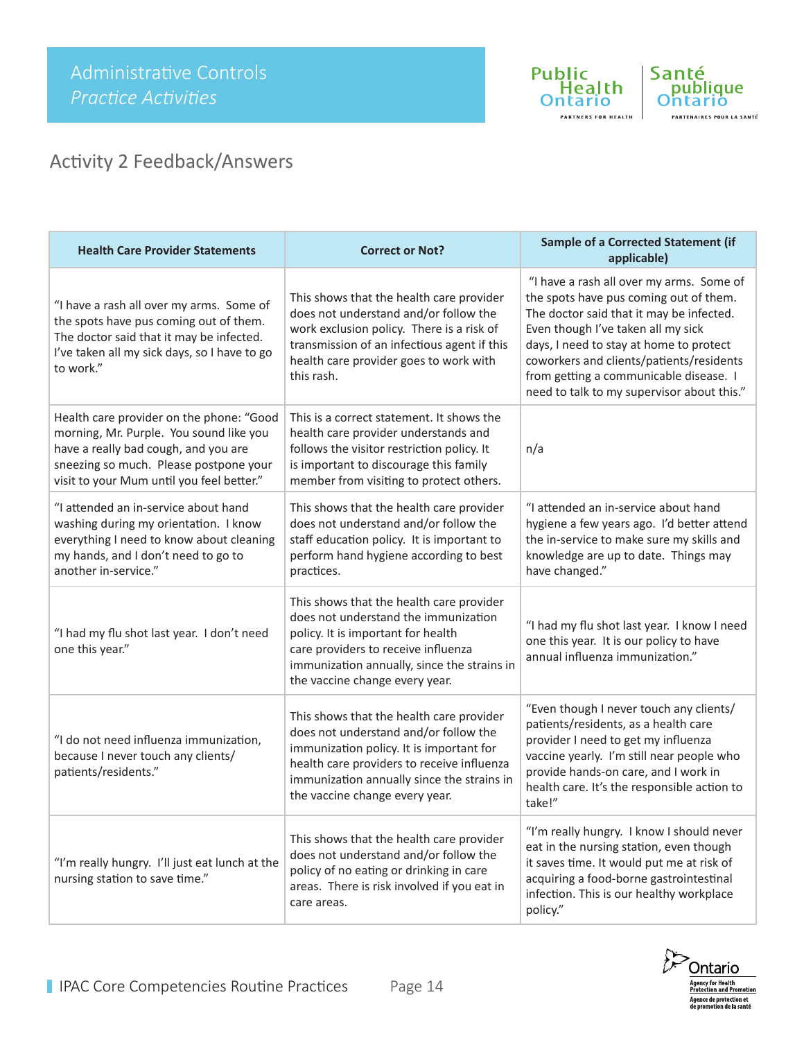# Activity 2 Feedback/Answers

| Health Care Provider Statements | Correct or Not? | Sample of a Corrected Statement (if applicable) |
|---|---|---|
| "I have a rash all over my arms. Some of the spots have pus coming out of them. The doctor said that it may be infected. I've taken all my sick days, so I have to go to work." | This shows that the health care provider does not understand and/or follow the work exclusion policy. There is a risk of transmission of an infectious agent if this health care provider goes to work with this rash. | "I have a rash all over my arms. Some of the spots have pus coming out of them. The doctor said that it may be infected. Even though I've taken all my sick days, I need to stay at home to protect coworkers and clients/patients/residents from getting a communicable disease. I need to talk to my supervisor about this." |
| Health care provider on the phone: "Good morning, Mr. Purple. You sound like you have a really bad cough, and you are sneezing so much. Please postpone your visit to your Mum until you feel better." | This is a correct statement. It shows the health care provider understands and follows the visitor restriction policy. It is important to discourage this family member from visiting to protect others. | n/a |
| "I attended an in-service about hand washing during my orientation. I know everything I need to know about cleaning my hands, and I don't need to go to another in-service." | This shows that the health care provider does not understand and/or follow the staff education policy. It is important to perform hand hygiene according to best practices. | "I attended an in-service about hand hygiene a few years ago. I'd better attend the in-service to make sure my skills and knowledge are up to date. Things may have changed." |
| "I had my flu shot last year. I don't need one this year." | This shows that the health care provider does not understand the immunization policy. It is important for health care providers to receive influenza immunization annually, since the strains in the vaccine change every year. | "I had my flu shot last year. I know I need one this year. It is our policy to have annual influenza immunization." |
| "I do not need influenza immunization, because I never touch any clients/ patients/residents." | This shows that the health care provider does not understand and/or follow the immunization policy. It is important for health care providers to receive influenza immunization annually since the strains in the vaccine change every year. | "Even though I never touch any clients/ patients/residents, as a health care provider I need to get my influenza vaccine yearly. I'm still near people who provide hands-on care, and I work in health care. It's the responsible action to take!" |
| "I'm really hungry. I'll just eat lunch at the nursing station to save time." | This shows that the health care provider does not understand and/or follow the policy of no eating or drinking in care areas. There is risk involved if you eat in care areas. | "I'm really hungry. I know I should never eat in the nursing station, even though it saves time. It would put me at risk of acquiring a food-borne gastrointestinal infection. This is our healthy workplace policy." |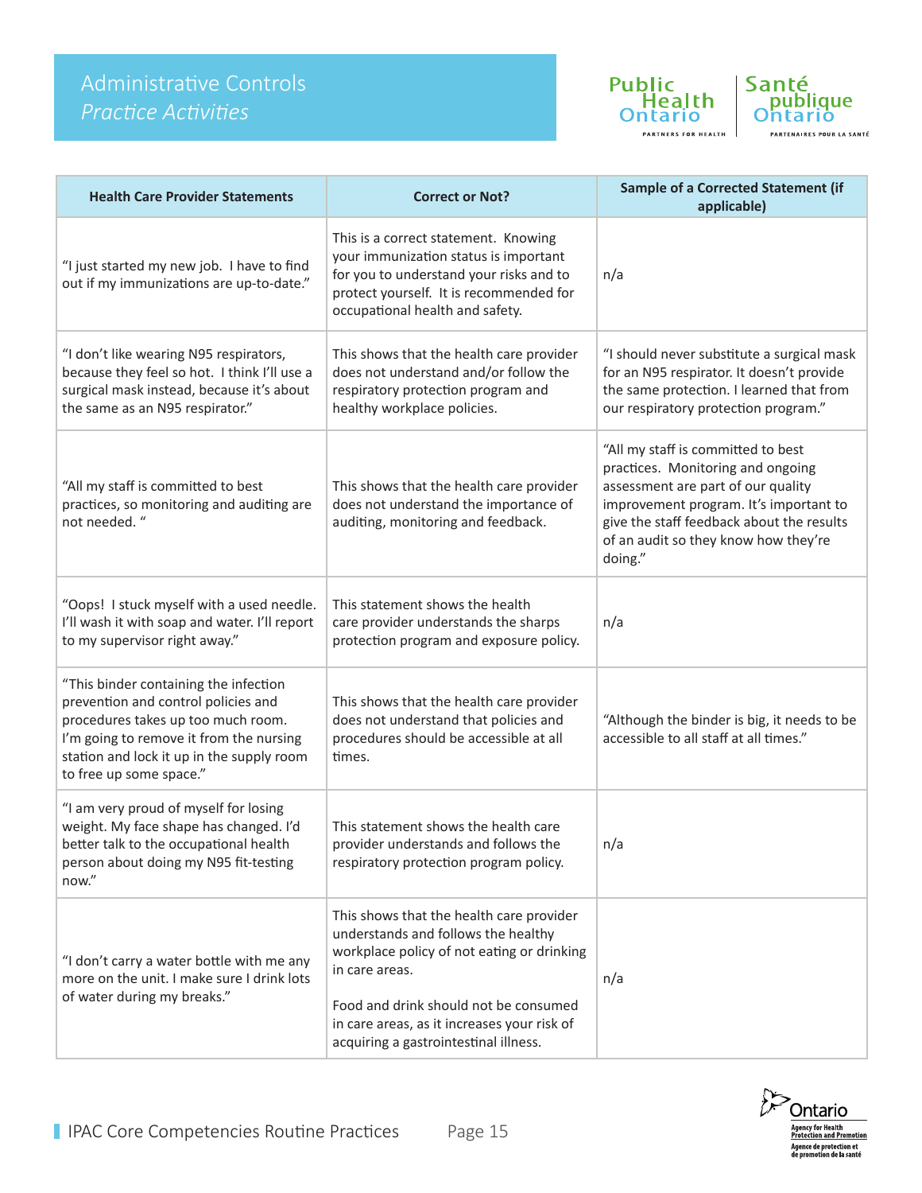# Administrative Controls

## *Practice Activities*

| Health Care Provider Statements | Correct or Not? | Sample of a Corrected Statement (if applicable) |
|---|---|---|
| "I just started my new job. I have to find out if my immunizations are up-to-date." | This is a correct statement. Knowing your immunization status is important for you to understand your risks and to protect yourself. It is recommended for occupational health and safety. | n/a |
| "I don't like wearing N95 respirators, because they feel so hot. I think I'll use a surgical mask instead, because it's about the same as an N95 respirator." | This shows that the health care provider does not understand and/or follow the respiratory protection program and healthy workplace policies. | "I should never substitute a surgical mask for an N95 respirator. It doesn't provide the same protection. I learned that from our respiratory protection program." |
| "All my staff is committed to best practices, so monitoring and auditing are not needed. " | This shows that the health care provider does not understand the importance of auditing, monitoring and feedback. | "All my staff is committed to best practices. Monitoring and ongoing assessment are part of our quality improvement program. It's important to give the staff feedback about the results of an audit so they know how they're doing." |
| "Oops! I stuck myself with a used needle. I'll wash it with soap and water. I'll report to my supervisor right away." | This statement shows the health care provider understands the sharps protection program and exposure policy. | n/a |
| "This binder containing the infection prevention and control policies and procedures takes up too much room. I'm going to remove it from the nursing station and lock it up in the supply room to free up some space." | This shows that the health care provider does not understand that policies and procedures should be accessible at all times. | "Although the binder is big, it needs to be accessible to all staff at all times." |
| "I am very proud of myself for losing weight. My face shape has changed. I'd better talk to the occupational health person about doing my N95 fit-testing now." | This statement shows the health care provider understands and follows the respiratory protection program policy. | n/a |
| "I don't carry a water bottle with me any more on the unit. I make sure I drink lots of water during my breaks." | This shows that the health care provider understands and follows the healthy workplace policy of not eating or drinking in care areas.<br><br>Food and drink should not be consumed in care areas, as it increases your risk of acquiring a gastrointestinal illness. | n/a |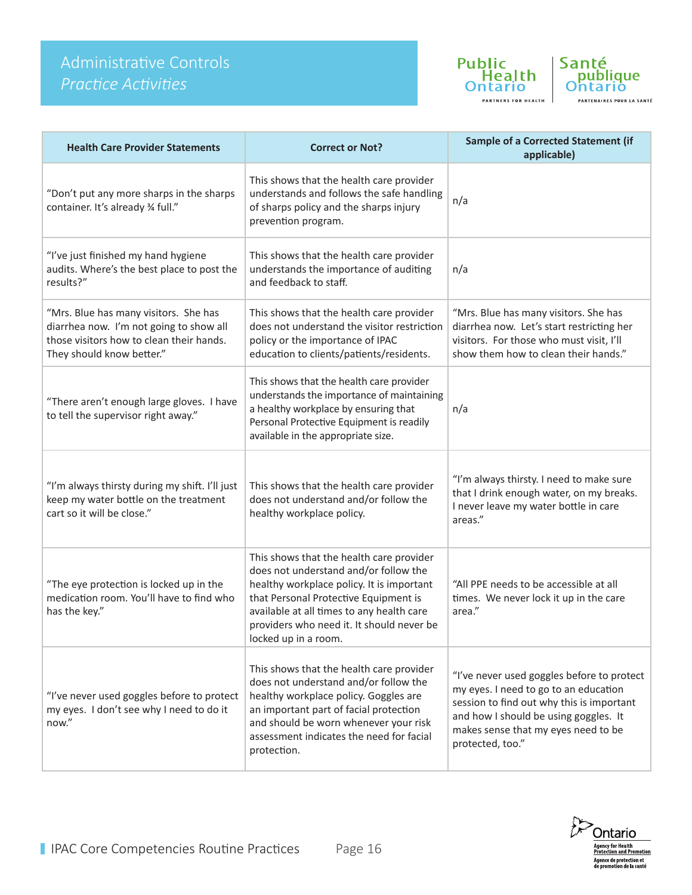# Administrative Controls

*Practice Activities*

| Health Care Provider Statements | Correct or Not? | Sample of a Corrected Statement (if applicable) |
|---|---|---|
| "Don't put any more sharps in the sharps container. It's already ¾ full." | This shows that the health care provider understands and follows the safe handling of sharps policy and the sharps injury prevention program. | n/a |
| "I've just finished my hand hygiene audits. Where's the best place to post the results?" | This shows that the health care provider understands the importance of auditing and feedback to staff. | n/a |
| "Mrs. Blue has many visitors. She has diarrhea now. I'm not going to show all those visitors how to clean their hands. They should know better." | This shows that the health care provider does not understand the visitor restriction policy or the importance of IPAC education to clients/patients/residents. | "Mrs. Blue has many visitors. She has diarrhea now. Let's start restricting her visitors. For those who must visit, I'll show them how to clean their hands." |
| "There aren't enough large gloves. I have to tell the supervisor right away." | This shows that the health care provider understands the importance of maintaining a healthy workplace by ensuring that Personal Protective Equipment is readily available in the appropriate size. | n/a |
| "I'm always thirsty during my shift. I'll just keep my water bottle on the treatment cart so it will be close." | This shows that the health care provider does not understand and/or follow the healthy workplace policy. | "I'm always thirsty. I need to make sure that I drink enough water, on my breaks. I never leave my water bottle in care areas." |
| "The eye protection is locked up in the medication room. You'll have to find who has the key." | This shows that the health care provider does not understand and/or follow the healthy workplace policy. It is important that Personal Protective Equipment is available at all times to any health care providers who need it. It should never be locked up in a room. | "All PPE needs to be accessible at all times. We never lock it up in the care area." |
| "I've never used goggles before to protect my eyes. I don't see why I need to do it now." | This shows that the health care provider does not understand and/or follow the healthy workplace policy. Goggles are an important part of facial protection and should be worn whenever your risk assessment indicates the need for facial protection. | "I've never used goggles before to protect my eyes. I need to go to an education session to find out why this is important and how I should be using goggles. It makes sense that my eyes need to be protected, too." |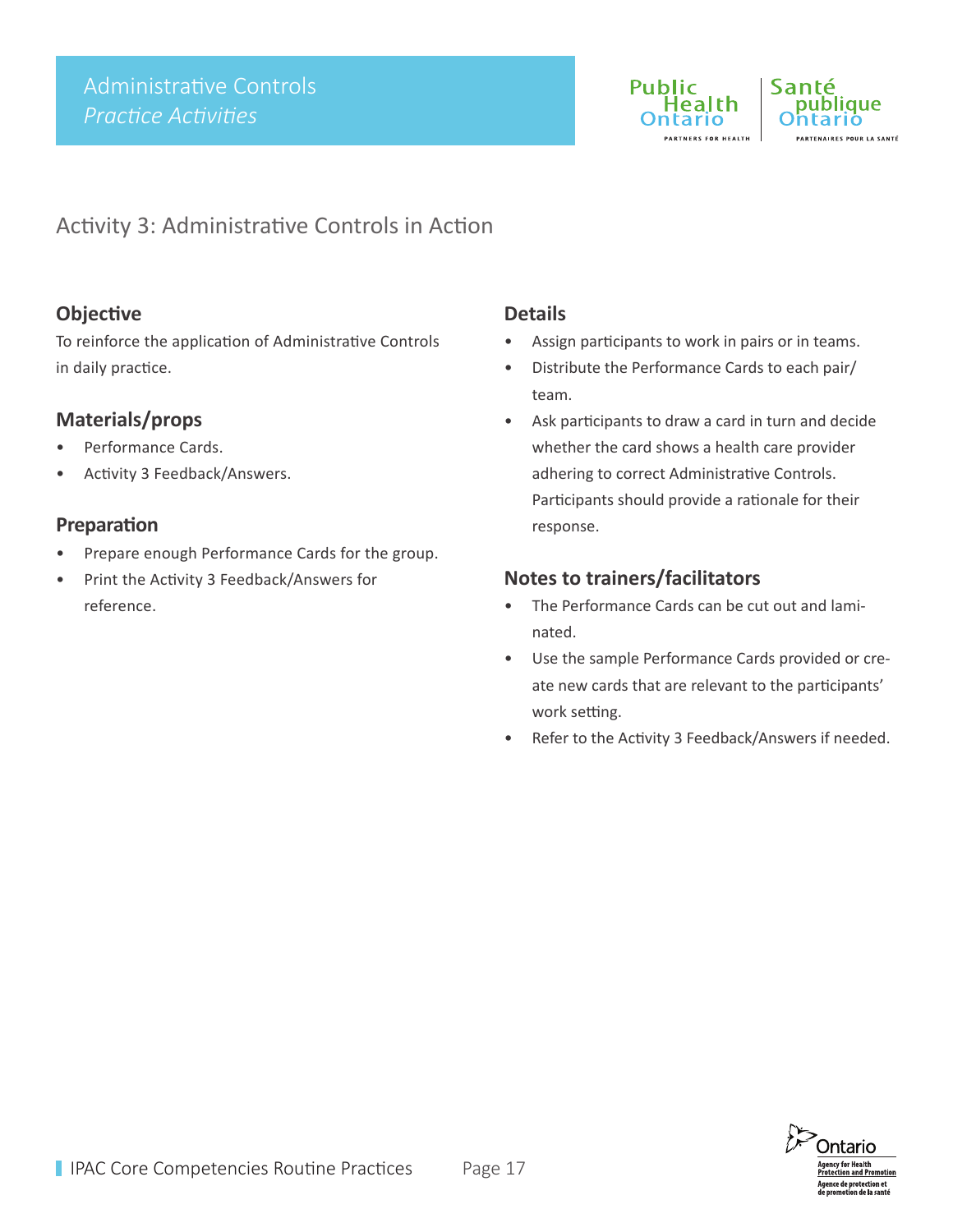## Activity 3: Administrative Controls in Action

### Objective

To reinforce the application of Administrative Controls in daily practice.

### Materials/props

- Performance Cards.
- Activity 3 Feedback/Answers.

### Preparation

- Prepare enough Performance Cards for the group.
- Print the Activity 3 Feedback/Answers for reference.

### Details

- Assign participants to work in pairs or in teams.
- Distribute the Performance Cards to each pair/team.
- Ask participants to draw a card in turn and decide whether the card shows a health care provider adhering to correct Administrative Controls. Participants should provide a rationale for their response.

### Notes to trainers/facilitators

- The Performance Cards can be cut out and laminated.
- Use the sample Performance Cards provided or create new cards that are relevant to the participants' work setting.
- Refer to the Activity 3 Feedback/Answers if needed.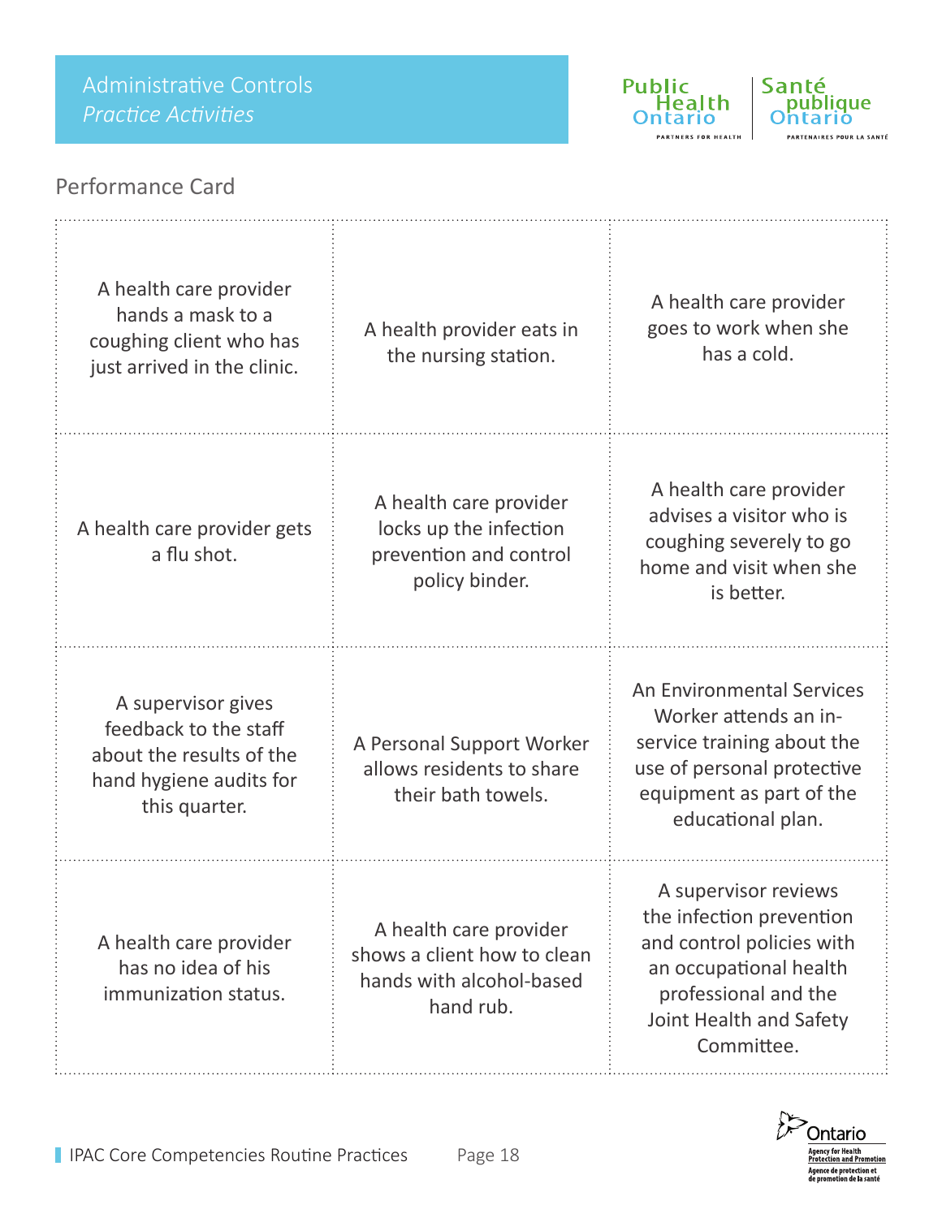# Administrative Controls

*Practice Activities*

## Performance Card

| | | |
|---|---|---|
| A health care provider hands a mask to a coughing client who has just arrived in the clinic. | A health provider eats in the nursing station. | A health care provider goes to work when she has a cold. |
| A health care provider gets a flu shot. | A health care provider locks up the infection prevention and control policy binder. | A health care provider advises a visitor who is coughing severely to go home and visit when she is better. |
| A supervisor gives feedback to the staff about the results of the hand hygiene audits for this quarter. | A Personal Support Worker allows residents to share their bath towels. | An Environmental Services Worker attends an in-service training about the use of personal protective equipment as part of the educational plan. |
| A health care provider has no idea of his immunization status. | A health care provider shows a client how to clean hands with alcohol-based hand rub. | A supervisor reviews the infection prevention and control policies with an occupational health professional and the Joint Health and Safety Committee. |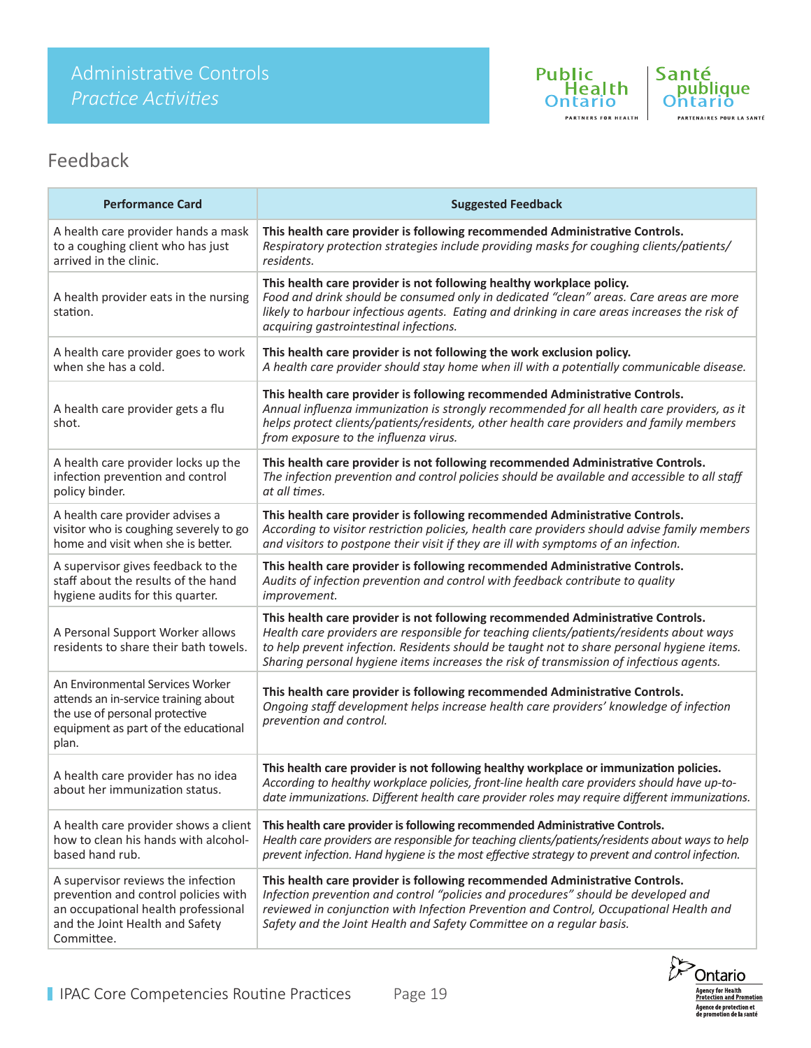# Administrative Controls
*Practice Activities*

## Feedback

| Performance Card | Suggested Feedback |
|---|---|
| A health care provider hands a mask to a coughing client who has just arrived in the clinic. | **This health care provider is following recommended Administrative Controls.** *Respiratory protection strategies include providing masks for coughing clients/patients/residents.* |
| A health provider eats in the nursing station. | **This health care provider is not following healthy workplace policy.** *Food and drink should be consumed only in dedicated "clean" areas. Care areas are more likely to harbour infectious agents. Eating and drinking in care areas increases the risk of acquiring gastrointestinal infections.* |
| A health care provider goes to work when she has a cold. | **This health care provider is not following the work exclusion policy.** *A health care provider should stay home when ill with a potentially communicable disease.* |
| A health care provider gets a flu shot. | **This health care provider is following recommended Administrative Controls.** *Annual influenza immunization is strongly recommended for all health care providers, as it helps protect clients/patients/residents, other health care providers and family members from exposure to the influenza virus.* |
| A health care provider locks up the infection prevention and control policy binder. | **This health care provider is not following recommended Administrative Controls.** *The infection prevention and control policies should be available and accessible to all staff at all times.* |
| A health care provider advises a visitor who is coughing severely to go home and visit when she is better. | **This health care provider is following recommended Administrative Controls.** *According to visitor restriction policies, health care providers should advise family members and visitors to postpone their visit if they are ill with symptoms of an infection.* |
| A supervisor gives feedback to the staff about the results of the hand hygiene audits for this quarter. | **This health care provider is following recommended Administrative Controls.** *Audits of infection prevention and control with feedback contribute to quality improvement.* |
| A Personal Support Worker allows residents to share their bath towels. | **This health care provider is not following recommended Administrative Controls.** *Health care providers are responsible for teaching clients/patients/residents about ways to help prevent infection. Residents should be taught not to share personal hygiene items. Sharing personal hygiene items increases the risk of transmission of infectious agents.* |
| An Environmental Services Worker attends an in-service training about the use of personal protective equipment as part of the educational plan. | **This health care provider is following recommended Administrative Controls.** *Ongoing staff development helps increase health care providers' knowledge of infection prevention and control.* |
| A health care provider has no idea about her immunization status. | **This health care provider is not following healthy workplace or immunization policies.** *According to healthy workplace policies, front-line health care providers should have up-to-date immunizations. Different health care provider roles may require different immunizations.* |
| A health care provider shows a client how to clean his hands with alcohol-based hand rub. | **This health care provider is following recommended Administrative Controls.** *Health care providers are responsible for teaching clients/patients/residents about ways to help prevent infection. Hand hygiene is the most effective strategy to prevent and control infection.* |
| A supervisor reviews the infection prevention and control policies with an occupational health professional and the Joint Health and Safety Committee. | **This health care provider is following recommended Administrative Controls.** *Infection prevention and control "policies and procedures" should be developed and reviewed in conjunction with Infection Prevention and Control, Occupational Health and Safety and the Joint Health and Safety Committee on a regular basis.* |